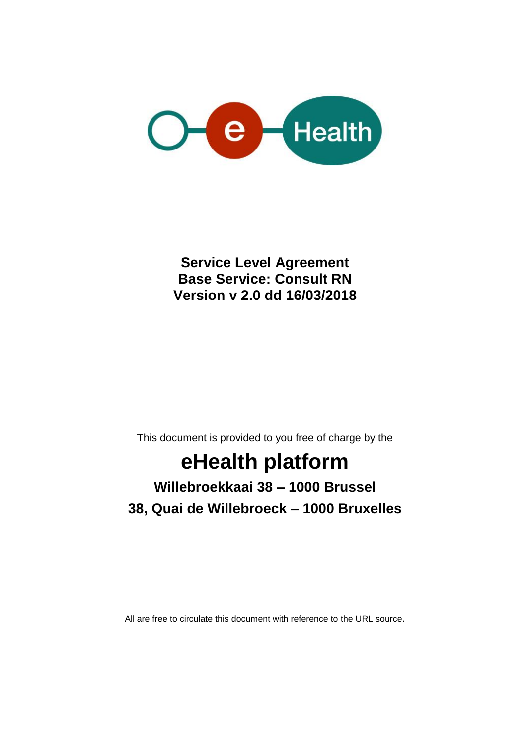**Service Level Agreement**
**Base Service: Consult RN**
**Version v 2.0 dd 16/03/2018**

This document is provided to you free of charge by the

# eHealth platform

**Willebroekkaai 38 – 1000 Brussel**

**38, Quai de Willebroeck – 1000 Bruxelles**

All are free to circulate this document with reference to the URL source.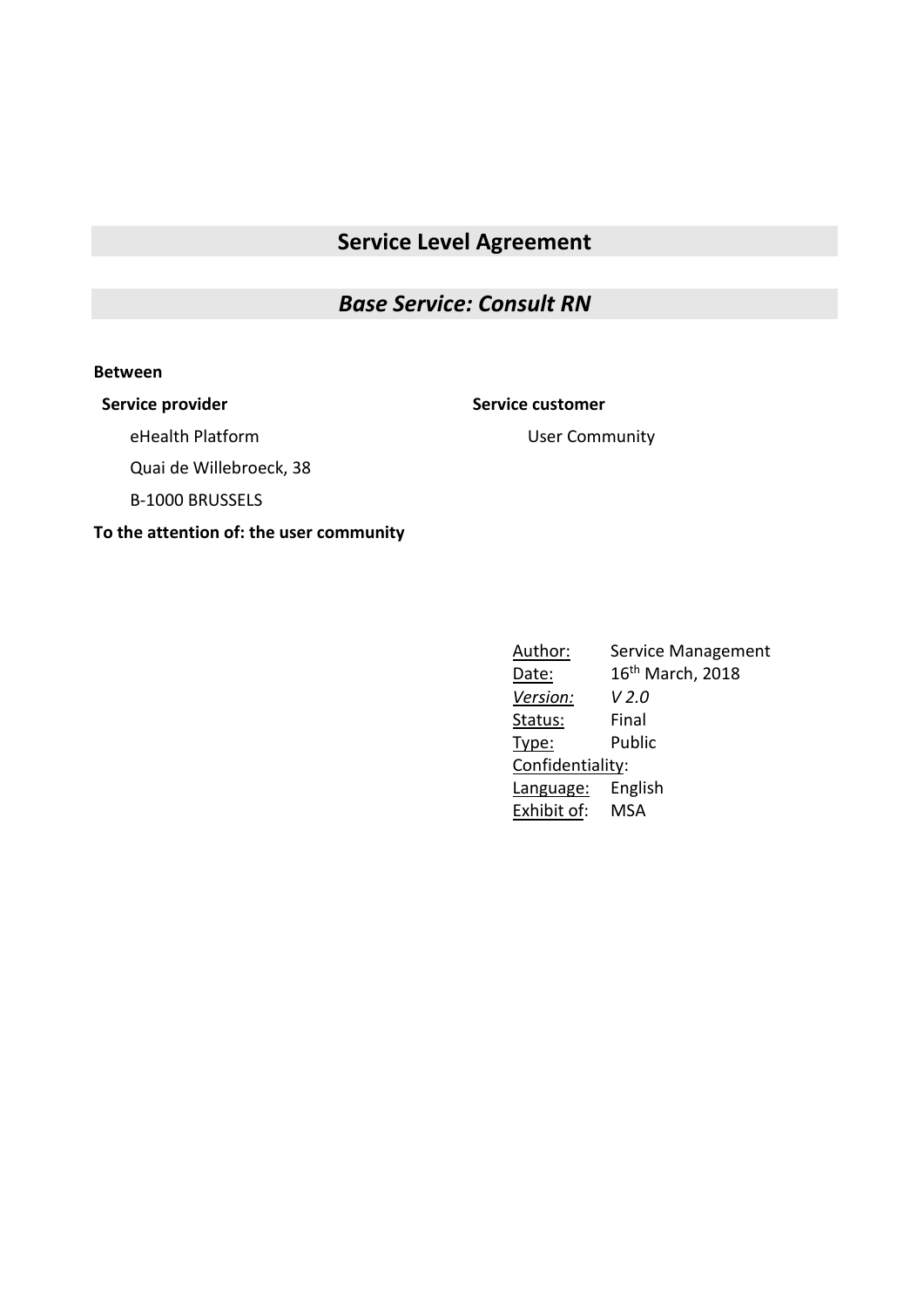# Service Level Agreement

## *Base Service: Consult RN*

**Between**

**Service provider**

eHealth Platform

Quai de Willebroeck, 38

B-1000 BRUSSELS

**Service customer**

User Community

**To the attention of: the user community**

| | |
|---|---|
| Author: | Service Management |
| Date: | 16th March, 2018 |
| *Version:* | *V 2.0* |
| Status: | Final |
| Type: | Public |
| Confidentiality: | |
| Language: | English |
| Exhibit of: | MSA |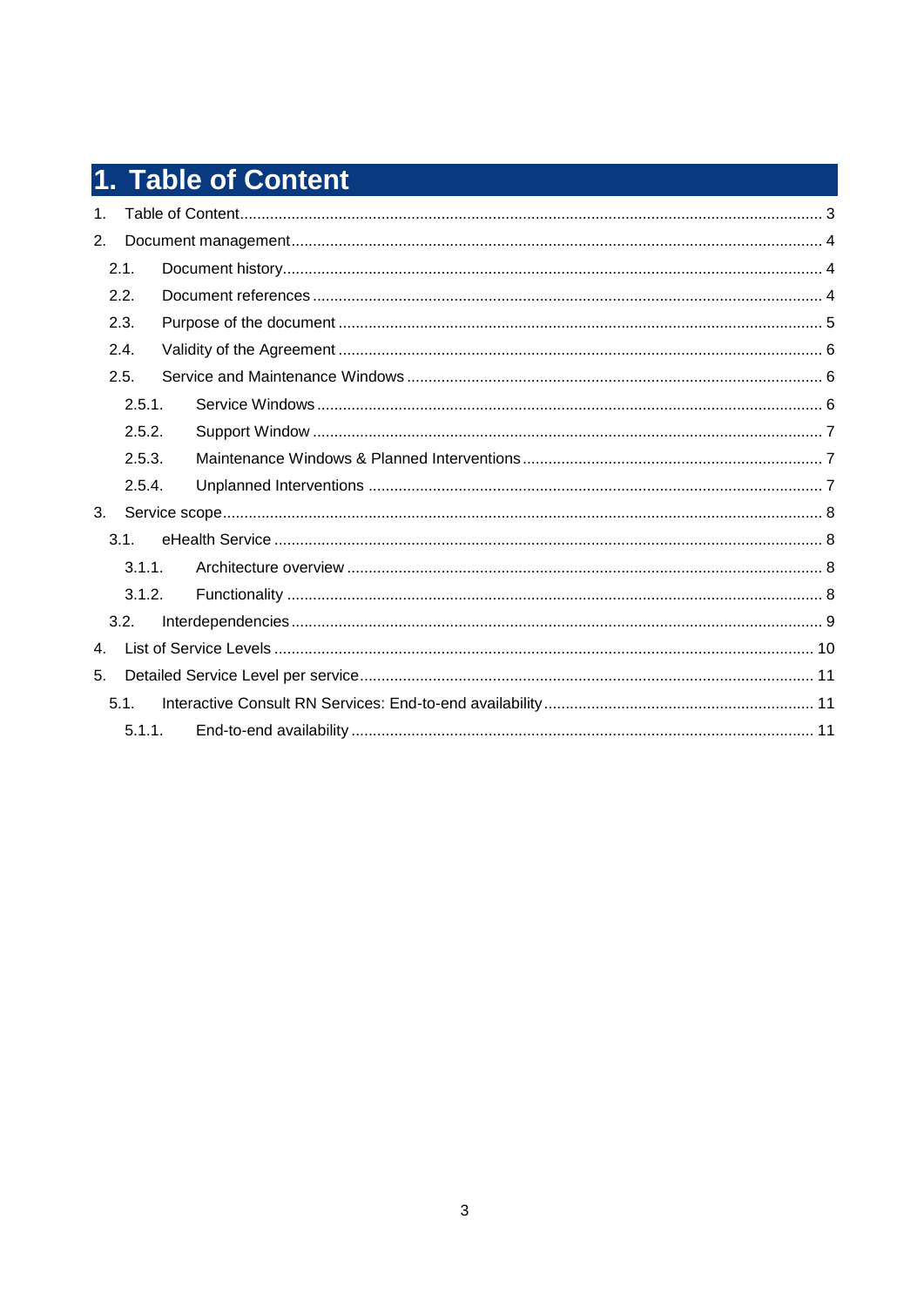# 1. Table of Content

1. Table of Content ..... 3
2. Document management ..... 4
    - 2.1. Document history ..... 4
    - 2.2. Document references ..... 4
    - 2.3. Purpose of the document ..... 5
    - 2.4. Validity of the Agreement ..... 6
    - 2.5. Service and Maintenance Windows ..... 6
        - 2.5.1. Service Windows ..... 6
        - 2.5.2. Support Window ..... 7
        - 2.5.3. Maintenance Windows & Planned Interventions ..... 7
        - 2.5.4. Unplanned Interventions ..... 7
3. Service scope ..... 8
    - 3.1. eHealth Service ..... 8
        - 3.1.1. Architecture overview ..... 8
        - 3.1.2. Functionality ..... 8
    - 3.2. Interdependencies ..... 9
4. List of Service Levels ..... 10
5. Detailed Service Level per service ..... 11
    - 5.1. Interactive Consult RN Services: End-to-end availability ..... 11
        - 5.1.1. End-to-end availability ..... 11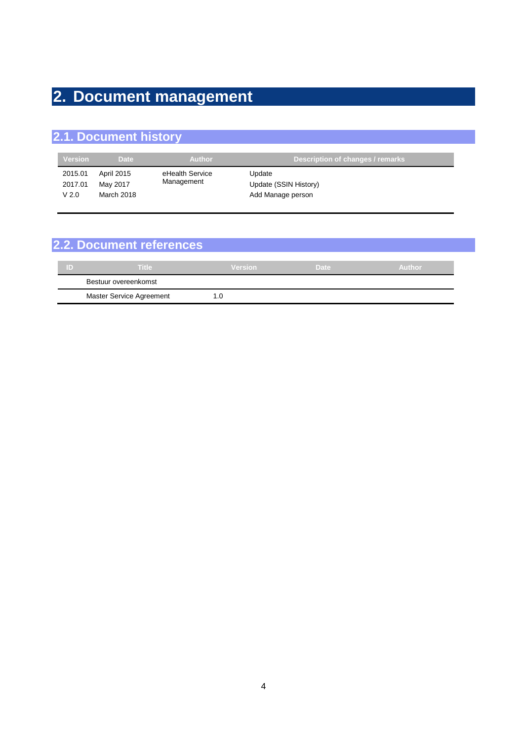# 2. Document management

## 2.1. Document history

| Version | Date | Author | Description of changes / remarks |
|---|---|---|---|
| 2015.01 | April 2015 | eHealth Service Management | Update |
| 2017.01 | May 2017 | | Update (SSIN History) |
| V 2.0 | March 2018 | | Add Manage person |

## 2.2. Document references

| ID | Title | Version | Date | Author |
|---|---|---|---|---|
| | Bestuur overeenkomst | | | |
| | Master Service Agreement | 1.0 | | |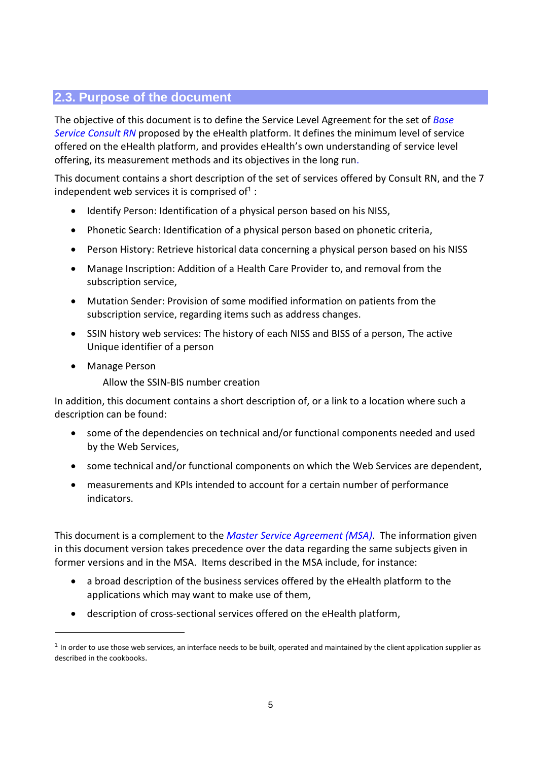## 2.3. Purpose of the document

The objective of this document is to define the Service Level Agreement for the set of *Base Service Consult RN* proposed by the eHealth platform. It defines the minimum level of service offered on the eHealth platform, and provides eHealth's own understanding of service level offering, its measurement methods and its objectives in the long run.

This document contains a short description of the set of services offered by Consult RN, and the 7 independent web services it is comprised of[1] :

- Identify Person: Identification of a physical person based on his NISS,
- Phonetic Search: Identification of a physical person based on phonetic criteria,
- Person History: Retrieve historical data concerning a physical person based on his NISS
- Manage Inscription: Addition of a Health Care Provider to, and removal from the subscription service,
- Mutation Sender: Provision of some modified information on patients from the subscription service, regarding items such as address changes.
- SSIN history web services: The history of each NISS and BISS of a person, The active Unique identifier of a person
- Manage Person

  Allow the SSIN-BIS number creation

In addition, this document contains a short description of, or a link to a location where such a description can be found:

- some of the dependencies on technical and/or functional components needed and used by the Web Services,
- some technical and/or functional components on which the Web Services are dependent,
- measurements and KPIs intended to account for a certain number of performance indicators.

This document is a complement to the *Master Service Agreement (MSA)*. The information given in this document version takes precedence over the data regarding the same subjects given in former versions and in the MSA. Items described in the MSA include, for instance:

- a broad description of the business services offered by the eHealth platform to the applications which may want to make use of them,
- description of cross-sectional services offered on the eHealth platform,

---

[1] In order to use those web services, an interface needs to be built, operated and maintained by the client application supplier as described in the cookbooks.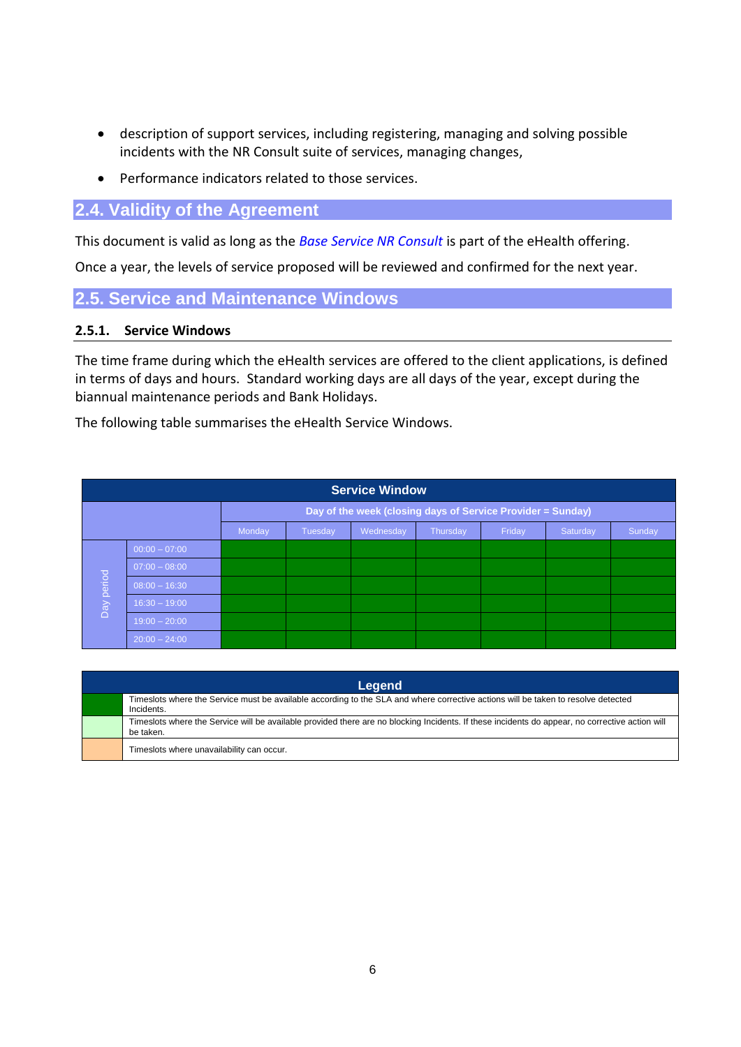- description of support services, including registering, managing and solving possible incidents with the NR Consult suite of services, managing changes,
- Performance indicators related to those services.

## 2.4. Validity of the Agreement

This document is valid as long as the *Base Service NR Consult* is part of the eHealth offering.

Once a year, the levels of service proposed will be reviewed and confirmed for the next year.

## 2.5. Service and Maintenance Windows

### 2.5.1. Service Windows

The time frame during which the eHealth services are offered to the client applications, is defined in terms of days and hours. Standard working days are all days of the year, except during the biannual maintenance periods and Bank Holidays.

The following table summarises the eHealth Service Windows.

| Service Window | | | | | | | | |
|---|---|---|---|---|---|---|---|---|
| | | Day of the week (closing days of Service Provider = Sunday) | | | | | | |
| | | Monday | Tuesday | Wednesday | Thursday | Friday | Saturday | Sunday |
| Day period | 00:00 – 07:00 | Green | Green | Green | Green | Green | Green | Green |
| | 07:00 – 08:00 | Green | Green | Green | Green | Green | Green | Green |
| | 08:00 – 16:30 | Green | Green | Green | Green | Green | Green | Green |
| | 16:30 – 19:00 | Green | Green | Green | Green | Green | Green | Green |
| | 19:00 – 20:00 | Green | Green | Green | Green | Green | Green | Green |
| | 20:00 – 24:00 | Green | Green | Green | Green | Green | Green | Green |

| Legend | |
|---|---|
| Green | Timeslots where the Service must be available according to the SLA and where corrective actions will be taken to resolve detected Incidents. |
| Light green | Timeslots where the Service will be available provided there are no blocking Incidents. If these incidents do appear, no corrective action will be taken. |
| Orange | Timeslots where unavailability can occur. |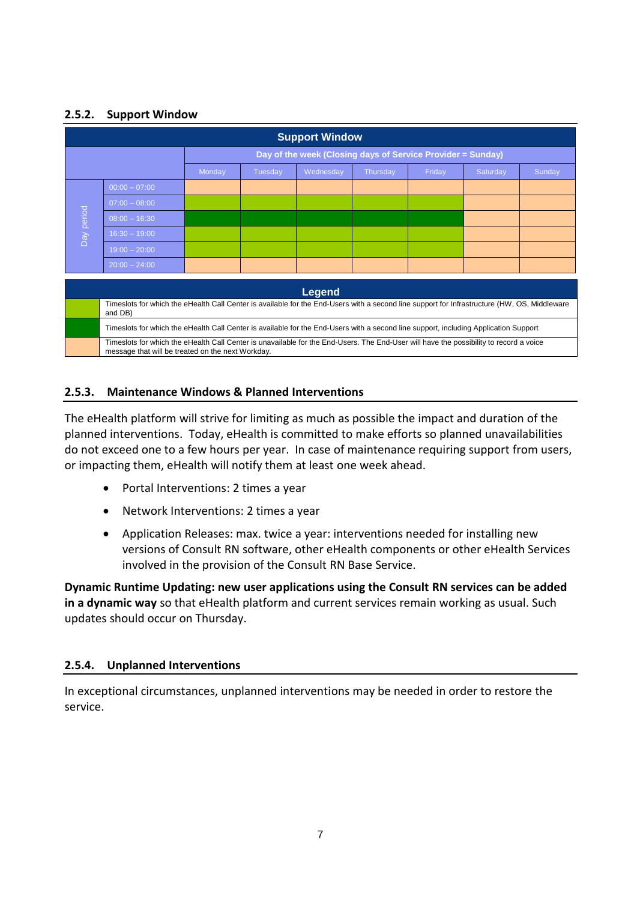### 2.5.2. Support Window

| Support Window | | | | | | | |
|---|---|---|---|---|---|---|---|
| | Day of the week (Closing days of Service Provider = Sunday) | | | | | | |
| Day period | Monday | Tuesday | Wednesday | Thursday | Friday | Saturday | Sunday |
| 00:00 – 07:00 | Peach | Peach | Peach | Peach | Peach | Peach | Peach |
| 07:00 – 08:00 | Light green | Light green | Light green | Light green | Light green | Peach | Peach |
| 08:00 – 16:30 | Dark green | Dark green | Dark green | Dark green | Dark green | Peach | Peach |
| 16:30 – 19:00 | Light green | Light green | Light green | Light green | Light green | Peach | Peach |
| 19:00 – 20:00 | Light green | Light green | Light green | Light green | Light green | Peach | Peach |
| 20:00 – 24:00 | Peach | Peach | Peach | Peach | Peach | Peach | Peach |

| Legend | |
|---|---|
| Light green | Timeslots for which the eHealth Call Center is available for the End-Users with a second line support for Infrastructure (HW, OS, Middleware and DB) |
| Dark green | Timeslots for which the eHealth Call Center is available for the End-Users with a second line support, including Application Support |
| Peach | Timeslots for which the eHealth Call Center is unavailable for the End-Users. The End-User will have the possibility to record a voice message that will be treated on the next Workday. |

### 2.5.3. Maintenance Windows & Planned Interventions

The eHealth platform will strive for limiting as much as possible the impact and duration of the planned interventions. Today, eHealth is committed to make efforts so planned unavailabilities do not exceed one to a few hours per year. In case of maintenance requiring support from users, or impacting them, eHealth will notify them at least one week ahead.

- Portal Interventions: 2 times a year
- Network Interventions: 2 times a year
- Application Releases: max. twice a year: interventions needed for installing new versions of Consult RN software, other eHealth components or other eHealth Services involved in the provision of the Consult RN Base Service.

**Dynamic Runtime Updating: new user applications using the Consult RN services can be added in a dynamic way** so that eHealth platform and current services remain working as usual. Such updates should occur on Thursday.

### 2.5.4. Unplanned Interventions

In exceptional circumstances, unplanned interventions may be needed in order to restore the service.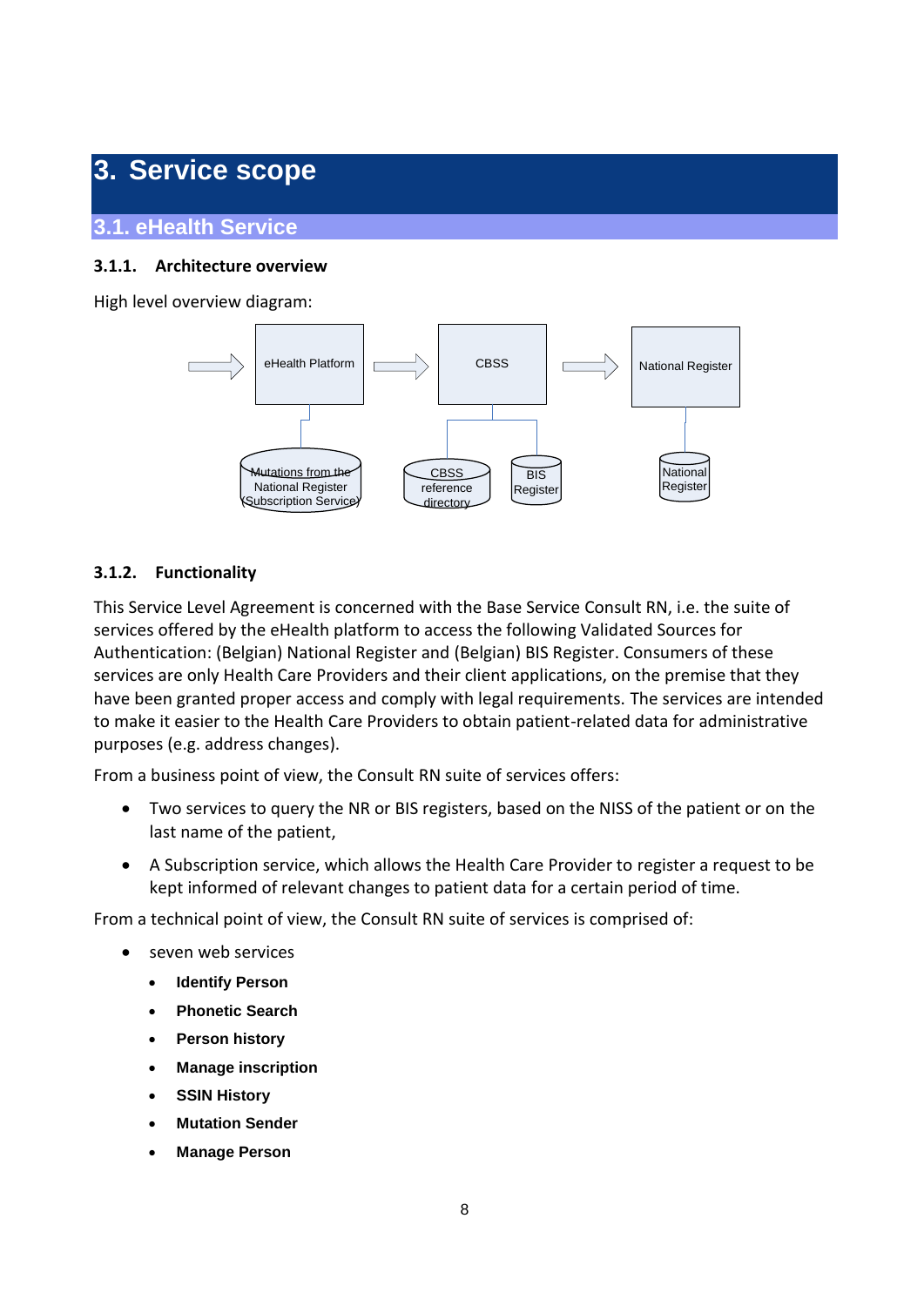# 3. Service scope

## 3.1. eHealth Service

### 3.1.1. Architecture overview

High level overview diagram:

### 3.1.2. Functionality

This Service Level Agreement is concerned with the Base Service Consult RN, i.e. the suite of services offered by the eHealth platform to access the following Validated Sources for Authentication: (Belgian) National Register and (Belgian) BIS Register. Consumers of these services are only Health Care Providers and their client applications, on the premise that they have been granted proper access and comply with legal requirements. The services are intended to make it easier to the Health Care Providers to obtain patient-related data for administrative purposes (e.g. address changes).

From a business point of view, the Consult RN suite of services offers:

- Two services to query the NR or BIS registers, based on the NISS of the patient or on the last name of the patient,
- A Subscription service, which allows the Health Care Provider to register a request to be kept informed of relevant changes to patient data for a certain period of time.

From a technical point of view, the Consult RN suite of services is comprised of:

- seven web services
  - **Identify Person**
  - **Phonetic Search**
  - **Person history**
  - **Manage inscription**
  - **SSIN History**
  - **Mutation Sender**
  - **Manage Person**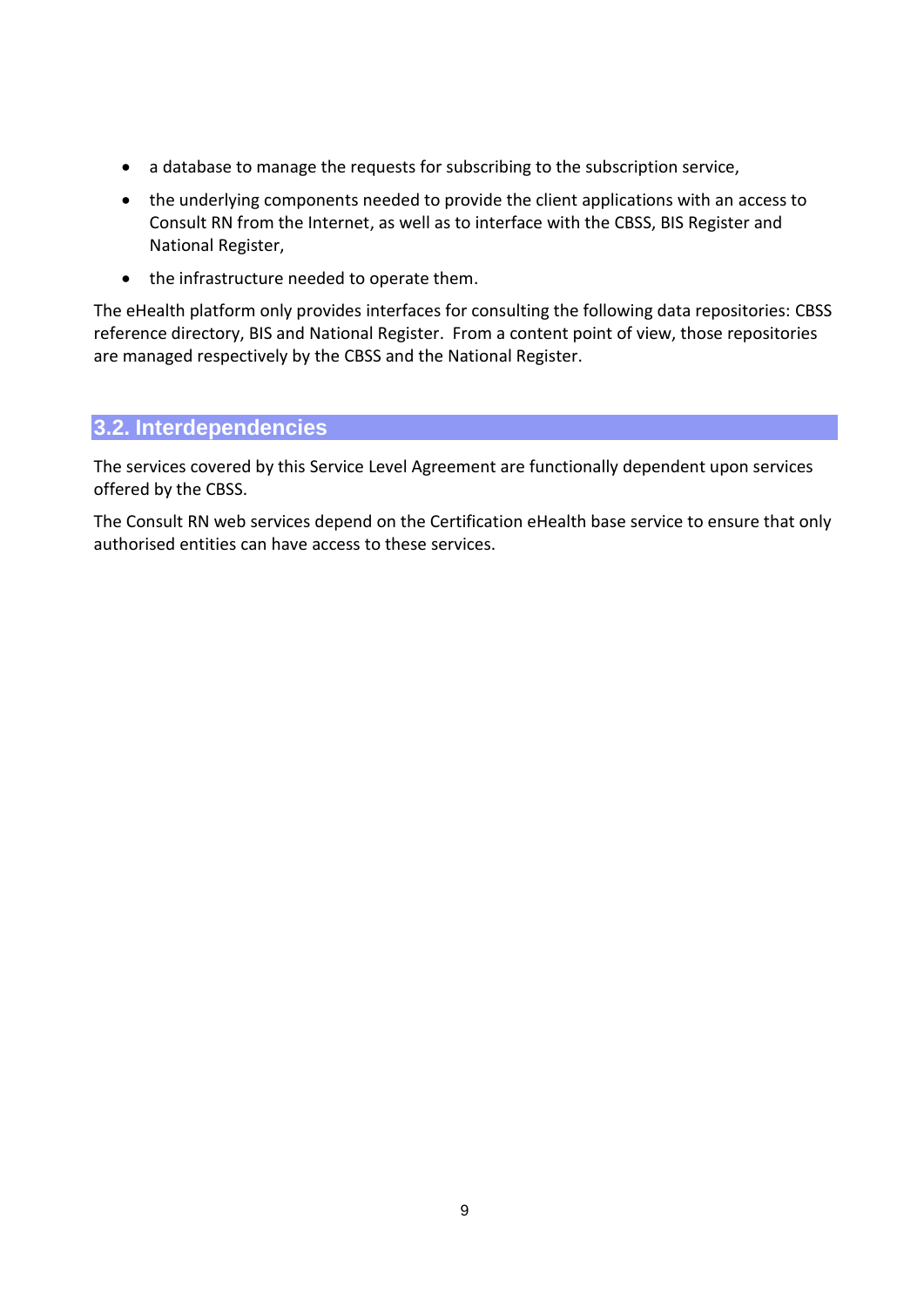- a database to manage the requests for subscribing to the subscription service,
- the underlying components needed to provide the client applications with an access to Consult RN from the Internet, as well as to interface with the CBSS, BIS Register and National Register,
- the infrastructure needed to operate them.

The eHealth platform only provides interfaces for consulting the following data repositories: CBSS reference directory, BIS and National Register. From a content point of view, those repositories are managed respectively by the CBSS and the National Register.

## 3.2. Interdependencies

The services covered by this Service Level Agreement are functionally dependent upon services offered by the CBSS.

The Consult RN web services depend on the Certification eHealth base service to ensure that only authorised entities can have access to these services.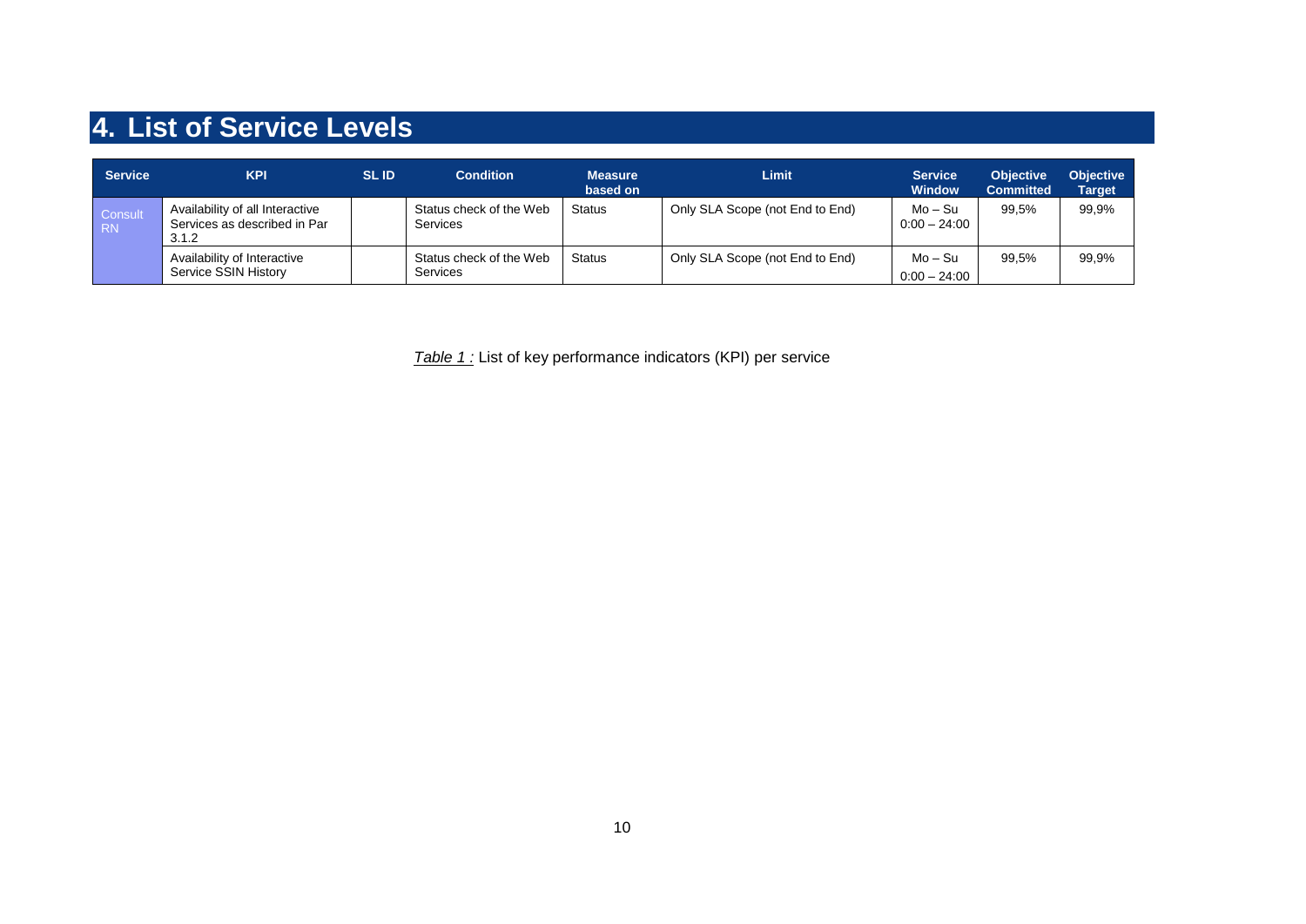# 4. List of Service Levels

| Service | KPI | SL ID | Condition | Measure based on | Limit | Service Window | Objective Committed | Objective Target |
|---|---|---|---|---|---|---|---|---|
| Consult RN | Availability of all Interactive Services as described in Par 3.1.2 | | Status check of the Web Services | Status | Only SLA Scope (not End to End) | Mo – Su 0:00 – 24:00 | 99,5% | 99,9% |
| | Availability of Interactive Service SSIN History | | Status check of the Web Services | Status | Only SLA Scope (not End to End) | Mo – Su 0:00 – 24:00 | 99,5% | 99,9% |

*Table 1 :* List of key performance indicators (KPI) per service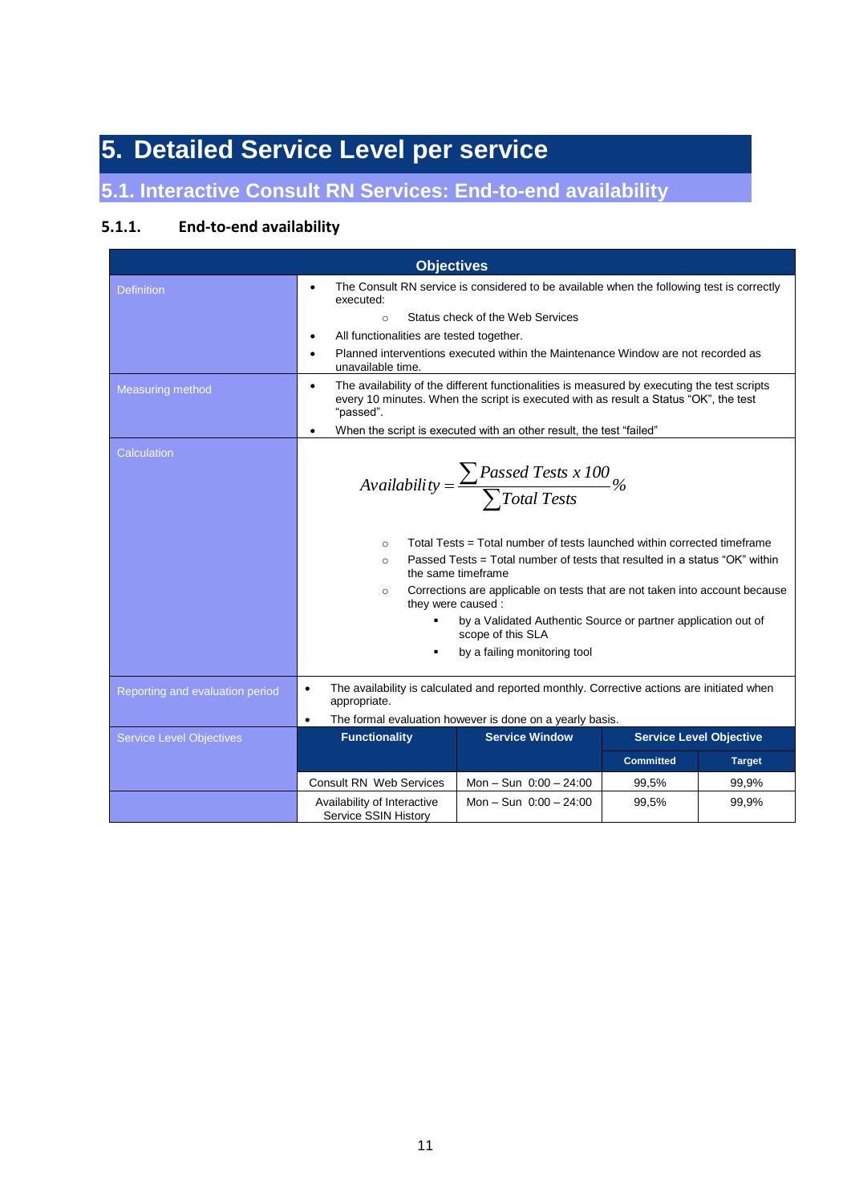# 5. Detailed Service Level per service

## 5.1. Interactive Consult RN Services: End-to-end availability

### 5.1.1. End-to-end availability

| Objectives | | | | |
|---|---|---|---|---|
| Definition | • The Consult RN service is considered to be available when the following test is correctly executed:<br>○ Status check of the Web Services<br>• All functionalities are tested together.<br>• Planned interventions executed within the Maintenance Window are not recorded as unavailable time. | | | |
| Measuring method | • The availability of the different functionalities is measured by executing the test scripts every 10 minutes. When the script is executed with as result a Status "OK", the test "passed".<br>• When the script is executed with an other result, the test "failed" | | | |
| Calculation | $$Availability = \frac{\sum Passed\ Tests\ x\ 100}{\sum Total\ Tests} \%$$<br>○ Total Tests = Total number of tests launched within corrected timeframe<br>○ Passed Tests = Total number of tests that resulted in a status "OK" within the same timeframe<br>○ Corrections are applicable on tests that are not taken into account because they were caused :<br>▪ by a Validated Authentic Source or partner application out of scope of this SLA<br>▪ by a failing monitoring tool | | | |
| Reporting and evaluation period | • The availability is calculated and reported monthly. Corrective actions are initiated when appropriate.<br>• The formal evaluation however is done on a yearly basis. | | | |
| Service Level Objectives | **Functionality** | **Service Window** | **Service Level Objective** | |
| | | | **Committed** | **Target** |
| | Consult RN Web Services | Mon – Sun 0:00 – 24:00 | 99,5% | 99,9% |
| | Availability of Interactive Service SSIN History | Mon – Sun 0:00 – 24:00 | 99,5% | 99,9% |